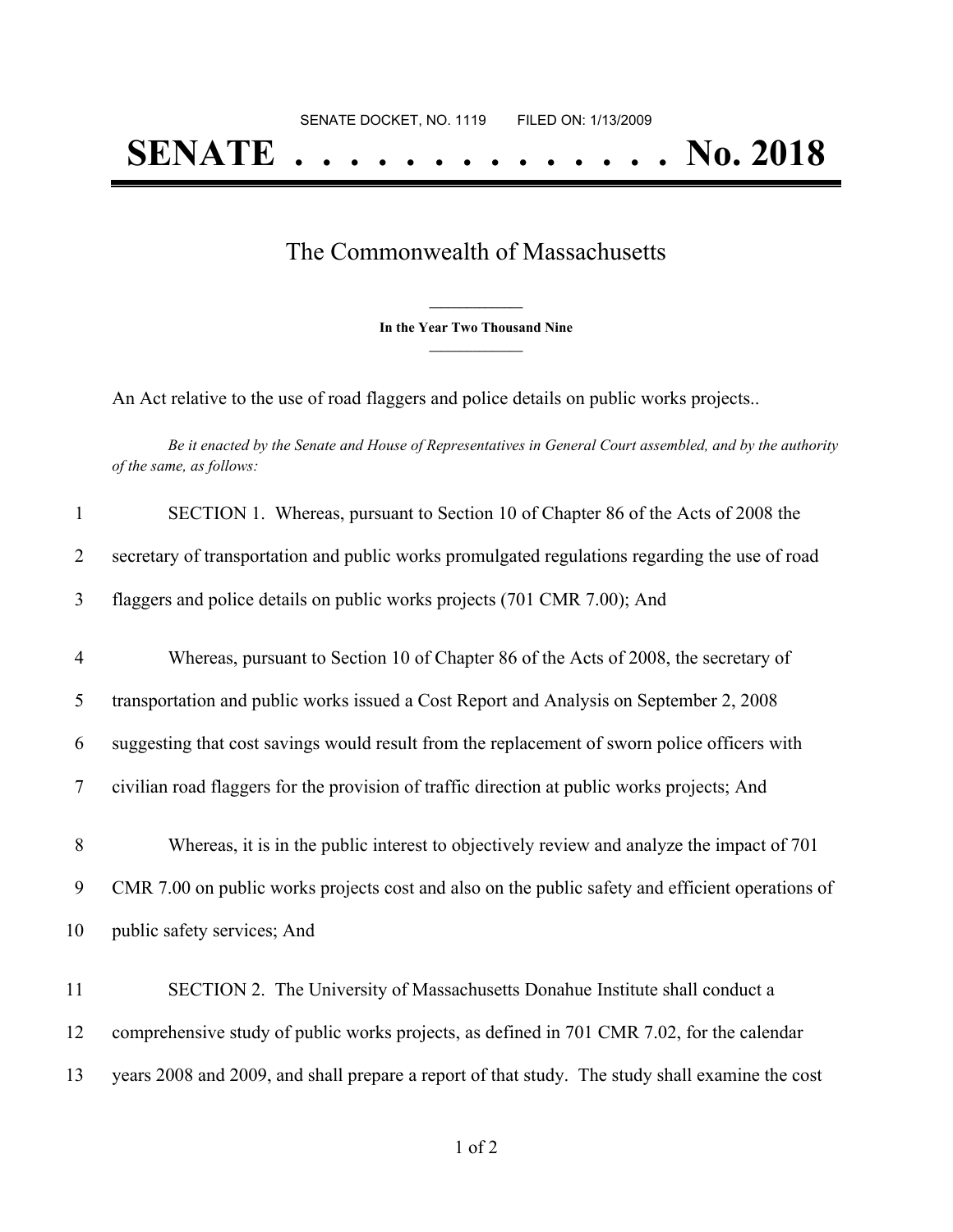SENATE DOCKET, NO. 1119        FILED ON: 1/13/2009

# SENATE . . . . . . . . . . . . . . . No. 2018

## The Commonwealth of Massachusetts

**In the Year Two Thousand Nine**

An Act relative to the use of road flaggers and police details on public works projects..

*Be it enacted by the Senate and House of Representatives in General Court assembled, and by the authority of the same, as follows:*

1 SECTION 1. Whereas, pursuant to Section 10 of Chapter 86 of the Acts of 2008 the
2 secretary of transportation and public works promulgated regulations regarding the use of road
3 flaggers and police details on public works projects (701 CMR 7.00); And

4 Whereas, pursuant to Section 10 of Chapter 86 of the Acts of 2008, the secretary of
5 transportation and public works issued a Cost Report and Analysis on September 2, 2008
6 suggesting that cost savings would result from the replacement of sworn police officers with
7 civilian road flaggers for the provision of traffic direction at public works projects; And

8 Whereas, it is in the public interest to objectively review and analyze the impact of 701
9 CMR 7.00 on public works projects cost and also on the public safety and efficient operations of
10 public safety services; And

11 SECTION 2. The University of Massachusetts Donahue Institute shall conduct a
12 comprehensive study of public works projects, as defined in 701 CMR 7.02, for the calendar
13 years 2008 and 2009, and shall prepare a report of that study. The study shall examine the cost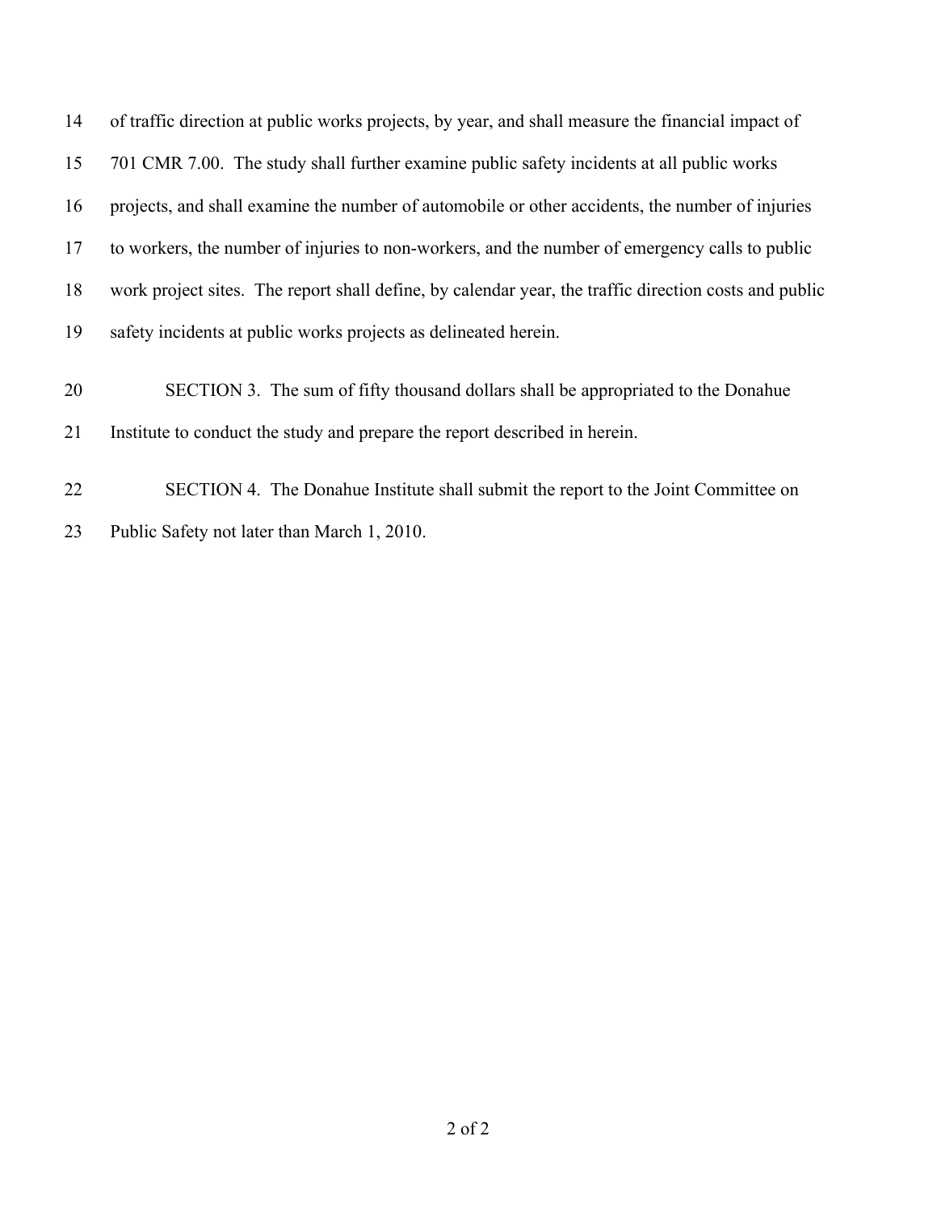of traffic direction at public works projects, by year, and shall measure the financial impact of 701 CMR 7.00. The study shall further examine public safety incidents at all public works projects, and shall examine the number of automobile or other accidents, the number of injuries to workers, the number of injuries to non-workers, and the number of emergency calls to public work project sites. The report shall define, by calendar year, the traffic direction costs and public safety incidents at public works projects as delineated herein.

SECTION 3. The sum of fifty thousand dollars shall be appropriated to the Donahue Institute to conduct the study and prepare the report described in herein.

SECTION 4. The Donahue Institute shall submit the report to the Joint Committee on Public Safety not later than March 1, 2010.